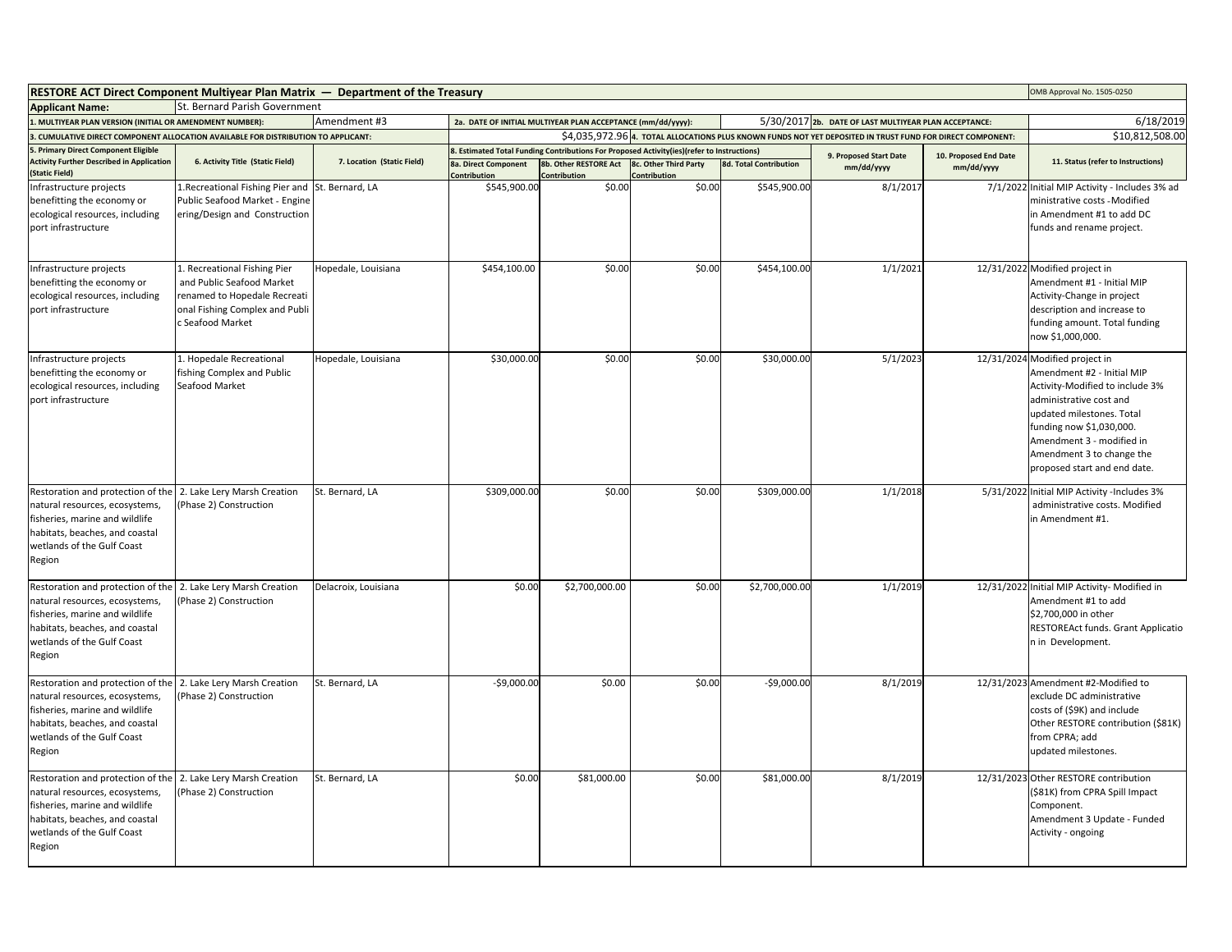**RESTORE ACT Direct Component Multiyear Plan Matrix — Department of the Treasury** OMB Approval No. 1505-0250

| Applicant Name: | St. Bernard Parish Government | | | | | | | | | |
|---|---|---|---|---|---|---|---|---|---|---|
| 1. MULTIYEAR PLAN VERSION (INITIAL OR AMENDMENT NUMBER): | | Amendment #3 | 2a. DATE OF INITIAL MULTIYEAR PLAN ACCEPTANCE (mm/dd/yyyy): | | | 5/30/2017 | 2b. DATE OF LAST MULTIYEAR PLAN ACCEPTANCE: | | | 6/18/2019 |
| 3. CUMULATIVE DIRECT COMPONENT ALLOCATION AVAILABLE FOR DISTRIBUTION TO APPLICANT: | | | | | | $4,035,972.96 | 4. TOTAL ALLOCATIONS PLUS KNOWN FUNDS NOT YET DEPOSITED IN TRUST FUND FOR DIRECT COMPONENT: | | | $10,812,508.00 |

| 5. Primary Direct Component Eligible Activity Further Described in Application (Static Field) | 6. Activity Title (Static Field) | 7. Location (Static Field) | 8. Estimated Total Funding Contributions For Proposed Activity(ies)(refer to Instructions) | | | | 9. Proposed Start Date mm/dd/yyyy | 10. Proposed End Date mm/dd/yyyy | 11. Status (refer to Instructions) |
|---|---|---|---|---|---|---|---|---|---|
| | | | 8a. Direct Component Contribution | 8b. Other RESTORE Act Contribution | 8c. Other Third Party Contribution | 8d. Total Contribution | | | |
| Infrastructure projects benefitting the economy or ecological resources, including port infrastructure | 1.Recreational Fishing Pier and Public Seafood Market - Engineering/Design and Construction | St. Bernard, LA | $545,900.00 | $0.00 | $0.00 | $545,900.00 | 8/1/2017 | 7/1/2022 | Initial MIP Activity - Includes 3% administrative costs - Modified in Amendment #1 to add DC funds and rename project. |
| Infrastructure projects benefitting the economy or ecological resources, including port infrastructure | 1. Recreational Fishing Pier and Public Seafood Market renamed to Hopedale Recreational Fishing Complex and Public Seafood Market | Hopedale, Louisiana | $454,100.00 | $0.00 | $0.00 | $454,100.00 | 1/1/2021 | 12/31/2022 | Modified project in Amendment #1 - Initial MIP Activity-Change in project description and increase to funding amount. Total funding now $1,000,000. |
| Infrastructure projects benefitting the economy or ecological resources, including port infrastructure | 1. Hopedale Recreational fishing Complex and Public Seafood Market | Hopedale, Louisiana | $30,000.00 | $0.00 | $0.00 | $30,000.00 | 5/1/2023 | 12/31/2024 | Modified project in Amendment #2 - Initial MIP Activity-Modified to include 3% administrative cost and updated milestones. Total funding now $1,030,000. Amendment 3 - modified in Amendment 3 to change the proposed start and end date. |
| Restoration and protection of the natural resources, ecosystems, fisheries, marine and wildlife habitats, beaches, and coastal wetlands of the Gulf Coast Region | 2. Lake Lery Marsh Creation (Phase 2) Construction | St. Bernard, LA | $309,000.00 | $0.00 | $0.00 | $309,000.00 | 1/1/2018 | 5/31/2022 | Initial MIP Activity -Includes 3% administrative costs. Modified in Amendment #1. |
| Restoration and protection of the natural resources, ecosystems, fisheries, marine and wildlife habitats, beaches, and coastal wetlands of the Gulf Coast Region | 2. Lake Lery Marsh Creation (Phase 2) Construction | Delacroix, Louisiana | $0.00 | $2,700,000.00 | $0.00 | $2,700,000.00 | 1/1/2019 | 12/31/2022 | Initial MIP Activity- Modified in Amendment #1 to add $2,700,000 in other RESTOREAct funds. Grant Application in Development. |
| Restoration and protection of the natural resources, ecosystems, fisheries, marine and wildlife habitats, beaches, and coastal wetlands of the Gulf Coast Region | 2. Lake Lery Marsh Creation (Phase 2) Construction | St. Bernard, LA | -$9,000.00 | $0.00 | $0.00 | -$9,000.00 | 8/1/2019 | 12/31/2023 | Amendment #2-Modified to exclude DC administrative costs of ($9K) and include Other RESTORE contribution ($81K) from CPRA; add updated milestones. |
| Restoration and protection of the natural resources, ecosystems, fisheries, marine and wildlife habitats, beaches, and coastal wetlands of the Gulf Coast Region | 2. Lake Lery Marsh Creation (Phase 2) Construction | St. Bernard, LA | $0.00 | $81,000.00 | $0.00 | $81,000.00 | 8/1/2019 | 12/31/2023 | Other RESTORE contribution ($81K) from CPRA Spill Impact Component. Amendment 3 Update - Funded Activity - ongoing |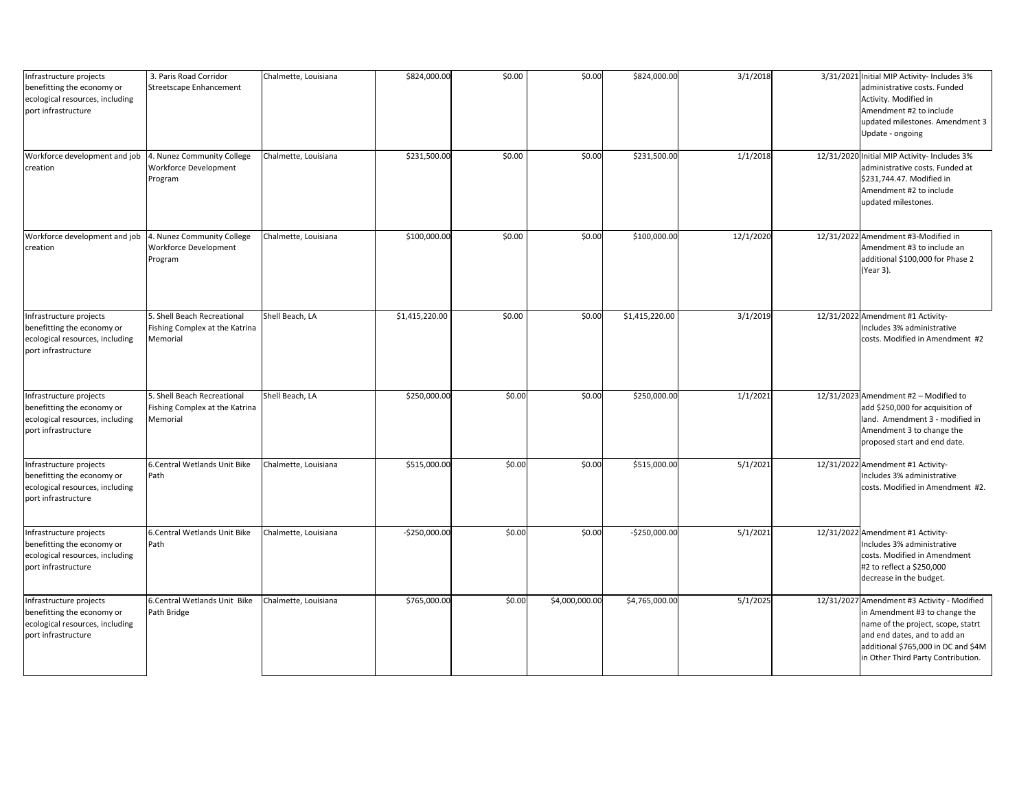| | | | | | | | | | |
|---|---|---|---|---|---|---|---|---|---|
| Infrastructure projects benefitting the economy or ecological resources, including port infrastructure | 3. Paris Road Corridor Streetscape Enhancement | Chalmette, Louisiana | $824,000.00 | $0.00 | $0.00 | $824,000.00 | 3/1/2018 | 3/31/2021 | Initial MIP Activity- Includes 3% administrative costs. Funded Activity. Modified in Amendment #2 to include updated milestones. Amendment 3 Update - ongoing |
| Workforce development and job creation | 4. Nunez Community College Workforce Development Program | Chalmette, Louisiana | $231,500.00 | $0.00 | $0.00 | $231,500.00 | 1/1/2018 | 12/31/2020 | Initial MIP Activity- Includes 3% administrative costs. Funded at $231,744.47. Modified in Amendment #2 to include updated milestones. |
| Workforce development and job creation | 4. Nunez Community College Workforce Development Program | Chalmette, Louisiana | $100,000.00 | $0.00 | $0.00 | $100,000.00 | 12/1/2020 | 12/31/2022 | Amendment #3-Modified in Amendment #3 to include an additional $100,000 for Phase 2 (Year 3). |
| Infrastructure projects benefitting the economy or ecological resources, including port infrastructure | 5. Shell Beach Recreational Fishing Complex at the Katrina Memorial | Shell Beach, LA | $1,415,220.00 | $0.00 | $0.00 | $1,415,220.00 | 3/1/2019 | 12/31/2022 | Amendment #1 Activity- Includes 3% administrative costs. Modified in Amendment #2 |
| Infrastructure projects benefitting the economy or ecological resources, including port infrastructure | 5. Shell Beach Recreational Fishing Complex at the Katrina Memorial | Shell Beach, LA | $250,000.00 | $0.00 | $0.00 | $250,000.00 | 1/1/2021 | 12/31/2023 | Amendment #2 – Modified to add $250,000 for acquisition of land. Amendment 3 - modified in Amendment 3 to change the proposed start and end date. |
| Infrastructure projects benefitting the economy or ecological resources, including port infrastructure | 6.Central Wetlands Unit Bike Path | Chalmette, Louisiana | $515,000.00 | $0.00 | $0.00 | $515,000.00 | 5/1/2021 | 12/31/2022 | Amendment #1 Activity- Includes 3% administrative costs. Modified in Amendment #2. |
| Infrastructure projects benefitting the economy or ecological resources, including port infrastructure | 6.Central Wetlands Unit Bike Path | Chalmette, Louisiana | -$250,000.00 | $0.00 | $0.00 | -$250,000.00 | 5/1/2021 | 12/31/2022 | Amendment #1 Activity- Includes 3% administrative costs. Modified in Amendment #2 to reflect a $250,000 decrease in the budget. |
| Infrastructure projects benefitting the economy or ecological resources, including port infrastructure | 6.Central Wetlands Unit Bike Path Bridge | Chalmette, Louisiana | $765,000.00 | $0.00 | $4,000,000.00 | $4,765,000.00 | 5/1/2025 | 12/31/2027 | Amendment #3 Activity - Modified in Amendment #3 to change the name of the project, scope, statrt and end dates, and to add an additional $765,000 in DC and $4M in Other Third Party Contribution. |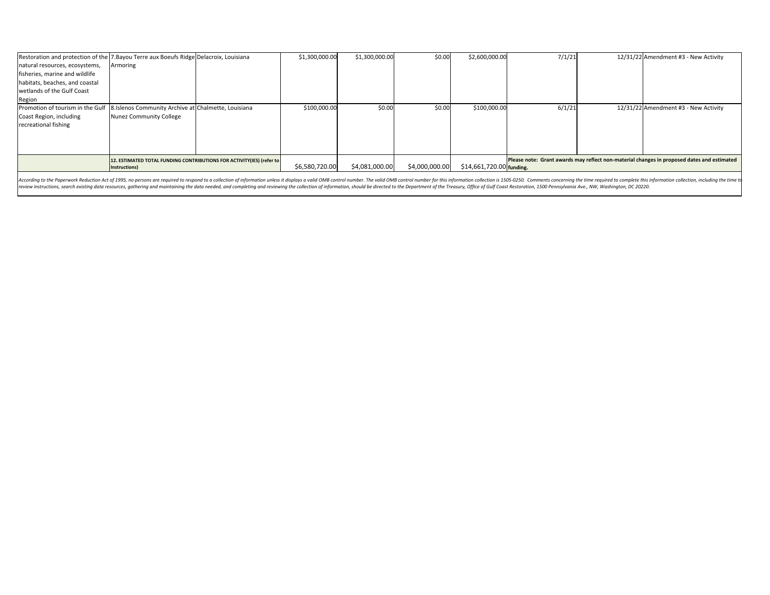| | | | | | | | | | |
|---|---|---|---|---|---|---|---|---|---|
| Restoration and protection of the natural resources, ecosystems, fisheries, marine and wildlife habitats, beaches, and coastal wetlands of the Gulf Coast Region | 7.Bayou Terre aux Boeufs Ridge Armoring | Delacroix, Louisiana | $1,300,000.00 | $1,300,000.00 | $0.00 | $2,600,000.00 | 7/1/21 | 12/31/22 | Amendment #3 - New Activity |
| Promotion of tourism in the Gulf Coast Region, including recreational fishing | 8.Islenos Community Archive at Nunez Community College | Chalmette, Louisiana | $100,000.00 | $0.00 | $0.00 | $100,000.00 | 6/1/21 | 12/31/22 | Amendment #3 - New Activity |
| | **12. ESTIMATED TOTAL FUNDING CONTRIBUTIONS FOR ACTIVITY(IES) (refer to Instructions)** | | $6,580,720.00 | $4,081,000.00 | $4,000,000.00 | $14,661,720.00 | **Please note: Grant awards may reflect non-material changes in proposed dates and estimated funding.** | | |

*According to the Paperwork Reduction Act of 1995, no persons are required to respond to a collection of information unless it displays a valid OMB control number. The valid OMB control number for this information collection is 1505-0250. Comments concerning the time required to complete this information collection, including the time to review instructions, search existing data resources, gathering and maintaining the data needed, and completing and reviewing the collection of information, should be directed to the Department of the Treasury, Office of Gulf Coast Restoration, 1500 Pennsylvania Ave., NW, Washington, DC 20220.*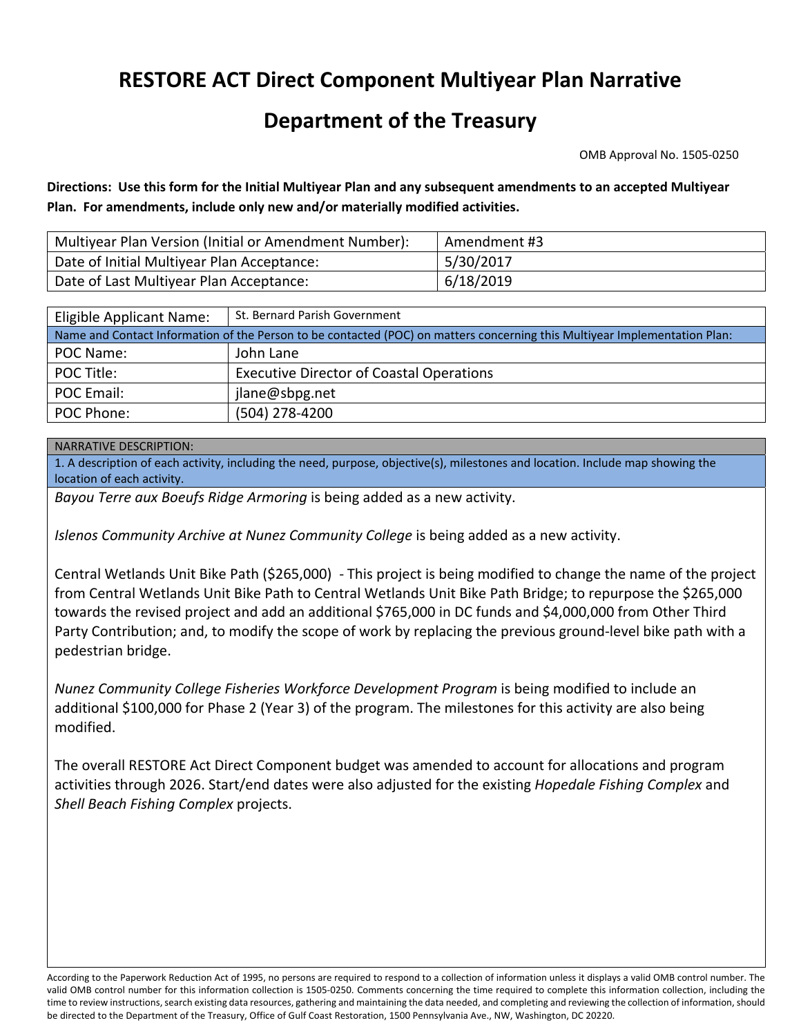# RESTORE ACT Direct Component Multiyear Plan Narrative

# Department of the Treasury

OMB Approval No. 1505-0250

**Directions: Use this form for the Initial Multiyear Plan and any subsequent amendments to an accepted Multiyear Plan. For amendments, include only new and/or materially modified activities.**

| Multiyear Plan Version (Initial or Amendment Number): | Amendment #3 |
|---|---|
| Date of Initial Multiyear Plan Acceptance: | 5/30/2017 |
| Date of Last Multiyear Plan Acceptance: | 6/18/2019 |

| Eligible Applicant Name: | St. Bernard Parish Government |
|---|---|
| Name and Contact Information of the Person to be contacted (POC) on matters concerning this Multiyear Implementation Plan: | |
| POC Name: | John Lane |
| POC Title: | Executive Director of Coastal Operations |
| POC Email: | jlane@sbpg.net |
| POC Phone: | (504) 278-4200 |

NARRATIVE DESCRIPTION:

1. A description of each activity, including the need, purpose, objective(s), milestones and location. Include map showing the location of each activity.

*Bayou Terre aux Boeufs Ridge Armoring* is being added as a new activity.

*Islenos Community Archive at Nunez Community College* is being added as a new activity.

Central Wetlands Unit Bike Path ($265,000) - This project is being modified to change the name of the project from Central Wetlands Unit Bike Path to Central Wetlands Unit Bike Path Bridge; to repurpose the $265,000 towards the revised project and add an additional $765,000 in DC funds and $4,000,000 from Other Third Party Contribution; and, to modify the scope of work by replacing the previous ground-level bike path with a pedestrian bridge.

*Nunez Community College Fisheries Workforce Development Program* is being modified to include an additional $100,000 for Phase 2 (Year 3) of the program. The milestones for this activity are also being modified.

The overall RESTORE Act Direct Component budget was amended to account for allocations and program activities through 2026. Start/end dates were also adjusted for the existing *Hopedale Fishing Complex* and *Shell Beach Fishing Complex* projects.

According to the Paperwork Reduction Act of 1995, no persons are required to respond to a collection of information unless it displays a valid OMB control number. The valid OMB control number for this information collection is 1505-0250. Comments concerning the time required to complete this information collection, including the time to review instructions, search existing data resources, gathering and maintaining the data needed, and completing and reviewing the collection of information, should be directed to the Department of the Treasury, Office of Gulf Coast Restoration, 1500 Pennsylvania Ave., NW, Washington, DC 20220.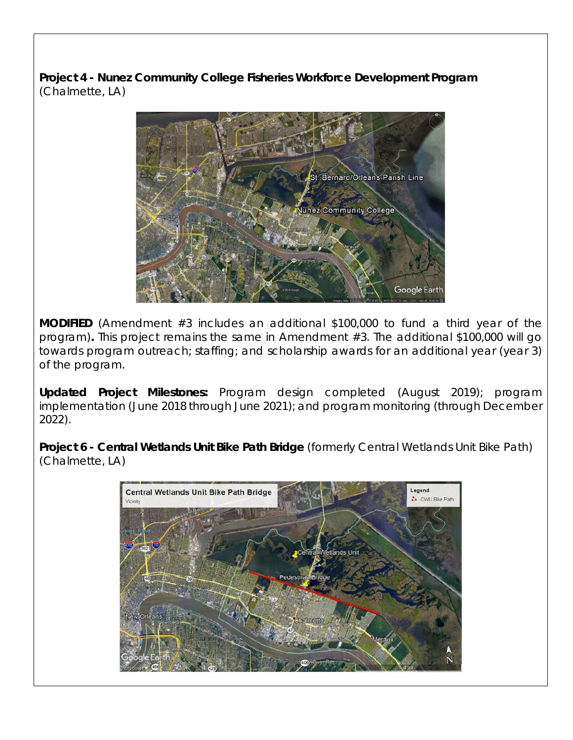**Project 4 - Nunez Community College Fisheries Workforce Development Program** (Chalmette, LA)

**MODIFIED** (Amendment #3 includes an additional $100,000 to fund a third year of the program)**.** This project remains the same in Amendment #3. The additional $100,000 will go towards program outreach; staffing; and scholarship awards for an additional year (year 3) of the program.

**Updated Project Milestones:** Program design completed (August 2019); program implementation (June 2018 through June 2021); and program monitoring (through December 2022).

**Project 6 - Central Wetlands Unit Bike Path Bridge** (formerly Central Wetlands Unit Bike Path) (Chalmette, LA)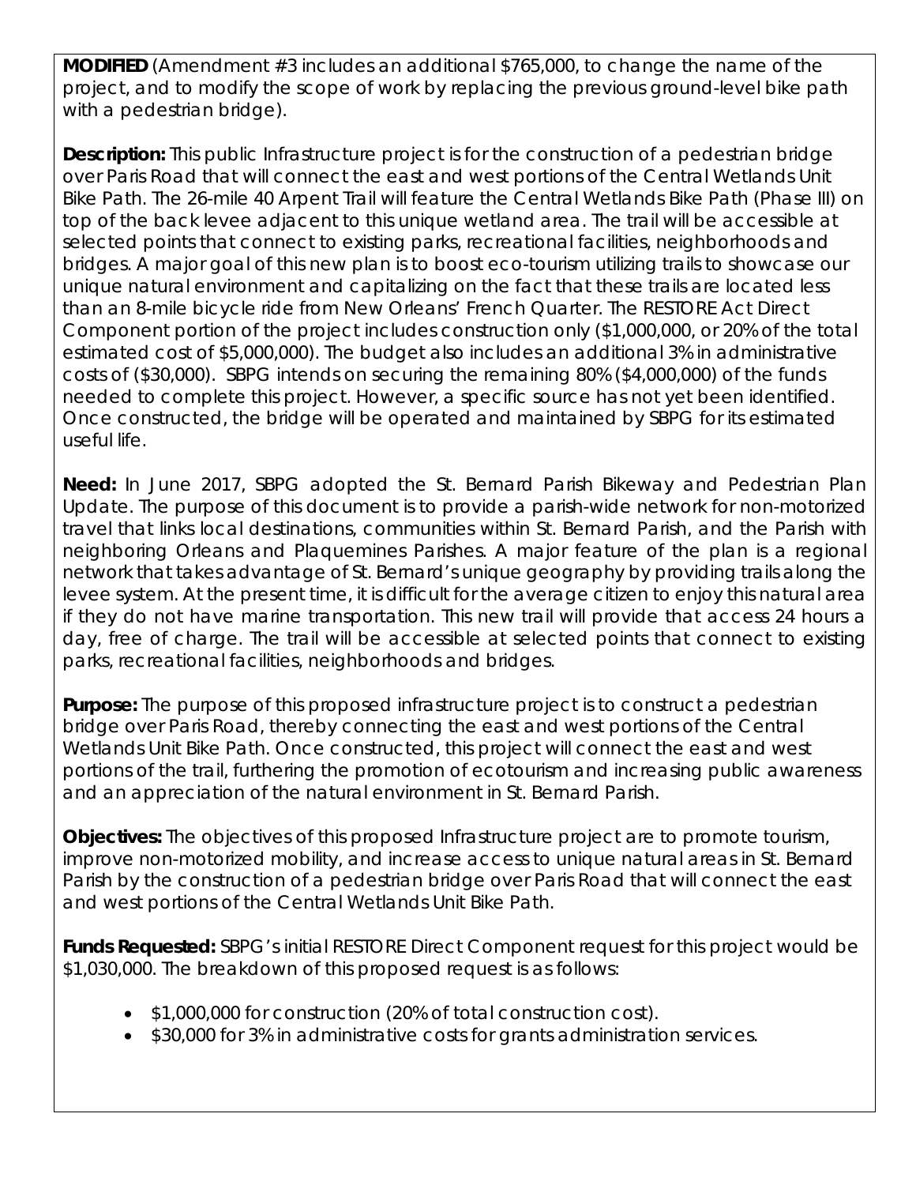**MODIFIED** (Amendment #3 includes an additional $765,000, to change the name of the project, and to modify the scope of work by replacing the previous ground-level bike path with a pedestrian bridge).

**Description:** This public Infrastructure project is for the construction of a pedestrian bridge over Paris Road that will connect the east and west portions of the Central Wetlands Unit Bike Path. The 26-mile 40 Arpent Trail will feature the Central Wetlands Bike Path (Phase III) on top of the back levee adjacent to this unique wetland area. The trail will be accessible at selected points that connect to existing parks, recreational facilities, neighborhoods and bridges. A major goal of this new plan is to boost eco-tourism utilizing trails to showcase our unique natural environment and capitalizing on the fact that these trails are located less than an 8-mile bicycle ride from New Orleans' French Quarter. The RESTORE Act Direct Component portion of the project includes construction only ($1,000,000, or 20% of the total estimated cost of $5,000,000). The budget also includes an additional 3% in administrative costs of ($30,000). SBPG intends on securing the remaining 80% ($4,000,000) of the funds needed to complete this project. However, a specific source has not yet been identified. Once constructed, the bridge will be operated and maintained by SBPG for its estimated useful life.

**Need:** In June 2017, SBPG adopted the St. Bernard Parish Bikeway and Pedestrian Plan Update. The purpose of this document is to provide a parish-wide network for non-motorized travel that links local destinations, communities within St. Bernard Parish, and the Parish with neighboring Orleans and Plaquemines Parishes. A major feature of the plan is a regional network that takes advantage of St. Bernard's unique geography by providing trails along the levee system. At the present time, it is difficult for the average citizen to enjoy this natural area if they do not have marine transportation. This new trail will provide that access 24 hours a day, free of charge. The trail will be accessible at selected points that connect to existing parks, recreational facilities, neighborhoods and bridges.

**Purpose:** The purpose of this proposed infrastructure project is to construct a pedestrian bridge over Paris Road, thereby connecting the east and west portions of the Central Wetlands Unit Bike Path. Once constructed, this project will connect the east and west portions of the trail, furthering the promotion of ecotourism and increasing public awareness and an appreciation of the natural environment in St. Bernard Parish.

**Objectives:** The objectives of this proposed Infrastructure project are to promote tourism, improve non-motorized mobility, and increase access to unique natural areas in St. Bernard Parish by the construction of a pedestrian bridge over Paris Road that will connect the east and west portions of the Central Wetlands Unit Bike Path.

**Funds Requested:** SBPG's initial RESTORE Direct Component request for this project would be $1,030,000. The breakdown of this proposed request is as follows:

- $1,000,000 for construction (20% of total construction cost).
- $30,000 for 3% in administrative costs for grants administration services.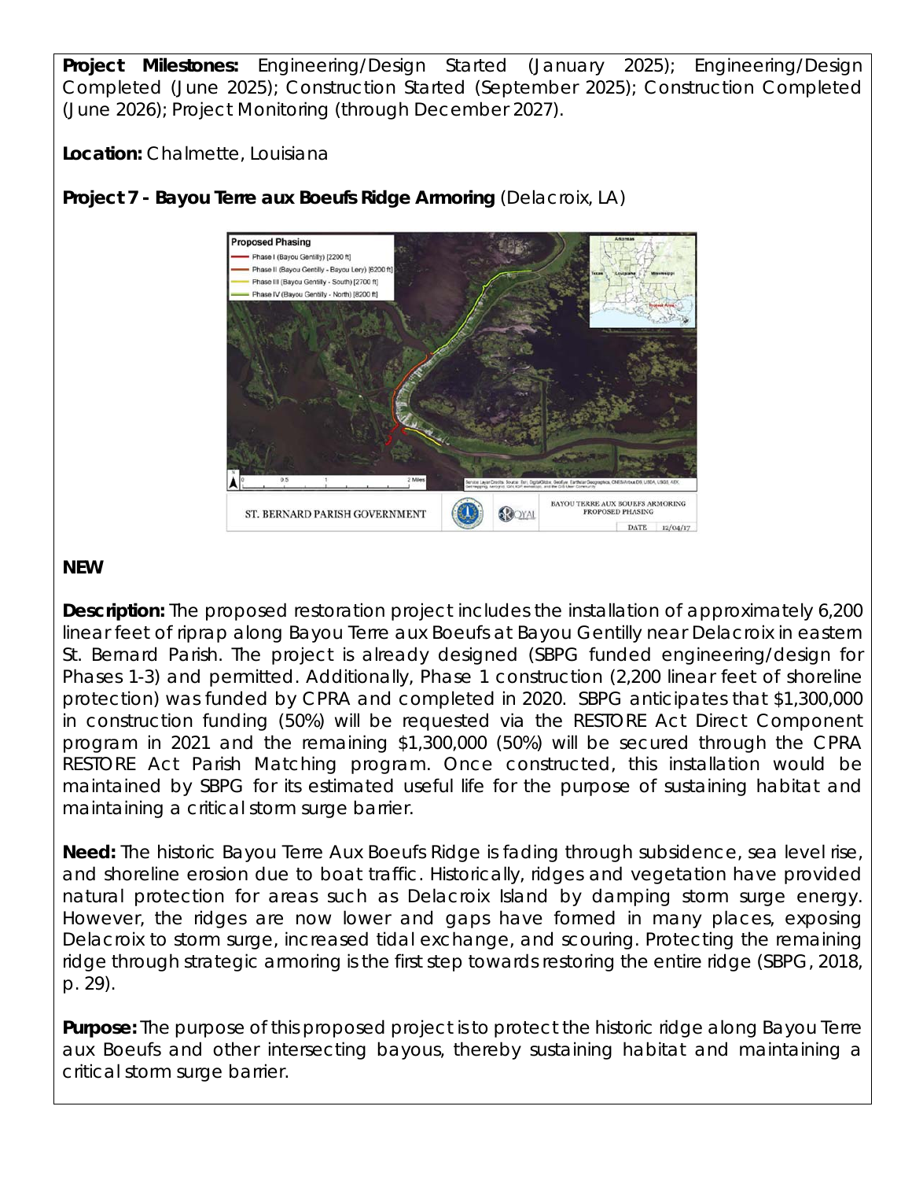**Project Milestones:** Engineering/Design Started (January 2025); Engineering/Design Completed (June 2025); Construction Started (September 2025); Construction Completed (June 2026); Project Monitoring (through December 2027).

**Location:** Chalmette, Louisiana

**Project 7 - Bayou Terre aux Boeufs Ridge Armoring** (Delacroix, LA)

**NEW**

**Description:** The proposed restoration project includes the installation of approximately 6,200 linear feet of riprap along Bayou Terre aux Boeufs at Bayou Gentilly near Delacroix in eastern St. Bernard Parish. The project is already designed (SBPG funded engineering/design for Phases 1-3) and permitted. Additionally, Phase 1 construction (2,200 linear feet of shoreline protection) was funded by CPRA and completed in 2020. SBPG anticipates that $1,300,000 in construction funding (50%) will be requested via the RESTORE Act Direct Component program in 2021 and the remaining $1,300,000 (50%) will be secured through the CPRA RESTORE Act Parish Matching program. Once constructed, this installation would be maintained by SBPG for its estimated useful life for the purpose of sustaining habitat and maintaining a critical storm surge barrier.

**Need:** The historic Bayou Terre Aux Boeufs Ridge is fading through subsidence, sea level rise, and shoreline erosion due to boat traffic. Historically, ridges and vegetation have provided natural protection for areas such as Delacroix Island by damping storm surge energy. However, the ridges are now lower and gaps have formed in many places, exposing Delacroix to storm surge, increased tidal exchange, and scouring. Protecting the remaining ridge through strategic armoring is the first step towards restoring the entire ridge (SBPG, 2018, p. 29).

**Purpose:** The purpose of this proposed project is to protect the historic ridge along Bayou Terre aux Boeufs and other intersecting bayous, thereby sustaining habitat and maintaining a critical storm surge barrier.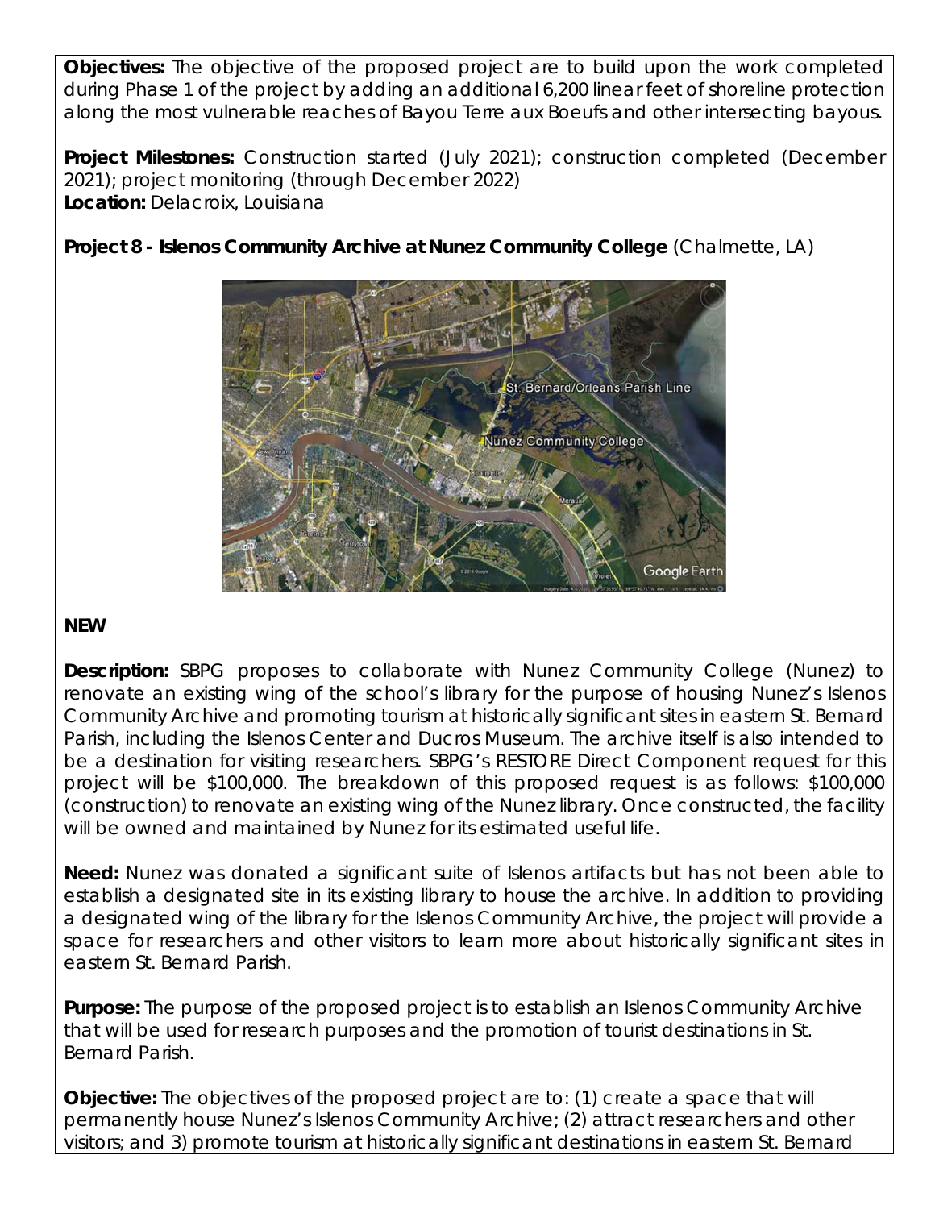**Objectives:** The objective of the proposed project are to build upon the work completed during Phase 1 of the project by adding an additional 6,200 linear feet of shoreline protection along the most vulnerable reaches of Bayou Terre aux Boeufs and other intersecting bayous.

**Project Milestones:** Construction started (July 2021); construction completed (December 2021); project monitoring (through December 2022)
**Location:** Delacroix, Louisiana

**Project 8 - Islenos Community Archive at Nunez Community College** (Chalmette, LA)

**NEW**

**Description:** SBPG proposes to collaborate with Nunez Community College (Nunez) to renovate an existing wing of the school's library for the purpose of housing Nunez's Islenos Community Archive and promoting tourism at historically significant sites in eastern St. Bernard Parish, including the Islenos Center and Ducros Museum. The archive itself is also intended to be a destination for visiting researchers. SBPG's RESTORE Direct Component request for this project will be $100,000. The breakdown of this proposed request is as follows: $100,000 (construction) to renovate an existing wing of the Nunez library. Once constructed, the facility will be owned and maintained by Nunez for its estimated useful life.

**Need:** Nunez was donated a significant suite of Islenos artifacts but has not been able to establish a designated site in its existing library to house the archive. In addition to providing a designated wing of the library for the Islenos Community Archive, the project will provide a space for researchers and other visitors to learn more about historically significant sites in eastern St. Bernard Parish.

**Purpose:** The purpose of the proposed project is to establish an Islenos Community Archive that will be used for research purposes and the promotion of tourist destinations in St. Bernard Parish.

**Objective:** The objectives of the proposed project are to: (1) create a space that will permanently house Nunez's Islenos Community Archive; (2) attract researchers and other visitors; and 3) promote tourism at historically significant destinations in eastern St. Bernard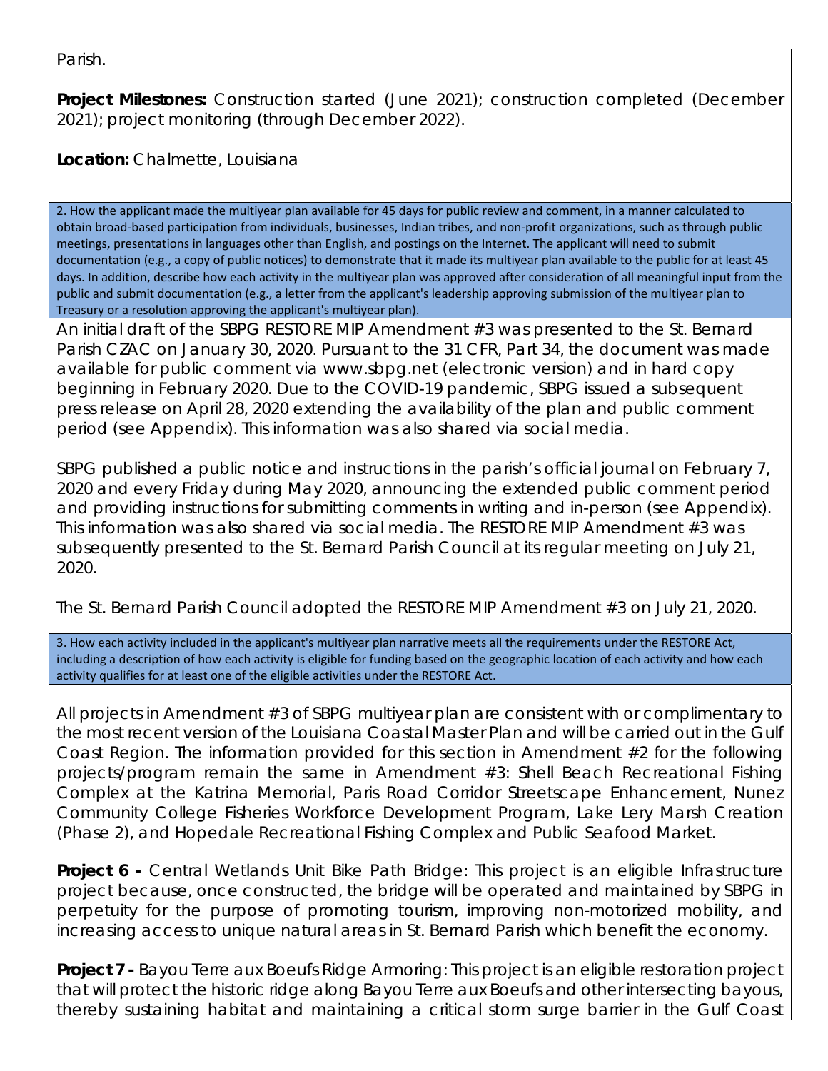Parish.

**Project Milestones:** Construction started (June 2021); construction completed (December 2021); project monitoring (through December 2022).

**Location:** Chalmette, Louisiana

2. How the applicant made the multiyear plan available for 45 days for public review and comment, in a manner calculated to obtain broad-based participation from individuals, businesses, Indian tribes, and non-profit organizations, such as through public meetings, presentations in languages other than English, and postings on the Internet. The applicant will need to submit documentation (e.g., a copy of public notices) to demonstrate that it made its multiyear plan available to the public for at least 45 days. In addition, describe how each activity in the multiyear plan was approved after consideration of all meaningful input from the public and submit documentation (e.g., a letter from the applicant's leadership approving submission of the multiyear plan to Treasury or a resolution approving the applicant's multiyear plan).

An initial draft of the SBPG RESTORE MIP Amendment #3 was presented to the St. Bernard Parish CZAC on January 30, 2020. Pursuant to the 31 CFR, Part 34, the document was made available for public comment via www.sbpg.net (electronic version) and in hard copy beginning in February 2020. Due to the COVID-19 pandemic, SBPG issued a subsequent press release on April 28, 2020 extending the availability of the plan and public comment period (see Appendix). This information was also shared via social media.

SBPG published a public notice and instructions in the parish's official journal on February 7, 2020 and every Friday during May 2020, announcing the extended public comment period and providing instructions for submitting comments in writing and in-person (see Appendix). This information was also shared via social media. The RESTORE MIP Amendment #3 was subsequently presented to the St. Bernard Parish Council at its regular meeting on July 21, 2020.

The St. Bernard Parish Council adopted the RESTORE MIP Amendment #3 on July 21, 2020.

3. How each activity included in the applicant's multiyear plan narrative meets all the requirements under the RESTORE Act, including a description of how each activity is eligible for funding based on the geographic location of each activity and how each activity qualifies for at least one of the eligible activities under the RESTORE Act.

All projects in Amendment #3 of SBPG multiyear plan are consistent with or complimentary to the most recent version of the Louisiana Coastal Master Plan and will be carried out in the Gulf Coast Region. The information provided for this section in Amendment #2 for the following projects/program remain the same in Amendment #3: Shell Beach Recreational Fishing Complex at the Katrina Memorial, Paris Road Corridor Streetscape Enhancement, Nunez Community College Fisheries Workforce Development Program, Lake Lery Marsh Creation (Phase 2), and Hopedale Recreational Fishing Complex and Public Seafood Market.

**Project 6 -** Central Wetlands Unit Bike Path Bridge: This project is an eligible Infrastructure project because, once constructed, the bridge will be operated and maintained by SBPG in perpetuity for the purpose of promoting tourism, improving non-motorized mobility, and increasing access to unique natural areas in St. Bernard Parish which benefit the economy.

**Project 7 -** Bayou Terre aux Boeufs Ridge Armoring: This project is an eligible restoration project that will protect the historic ridge along Bayou Terre aux Boeufs and other intersecting bayous, thereby sustaining habitat and maintaining a critical storm surge barrier in the Gulf Coast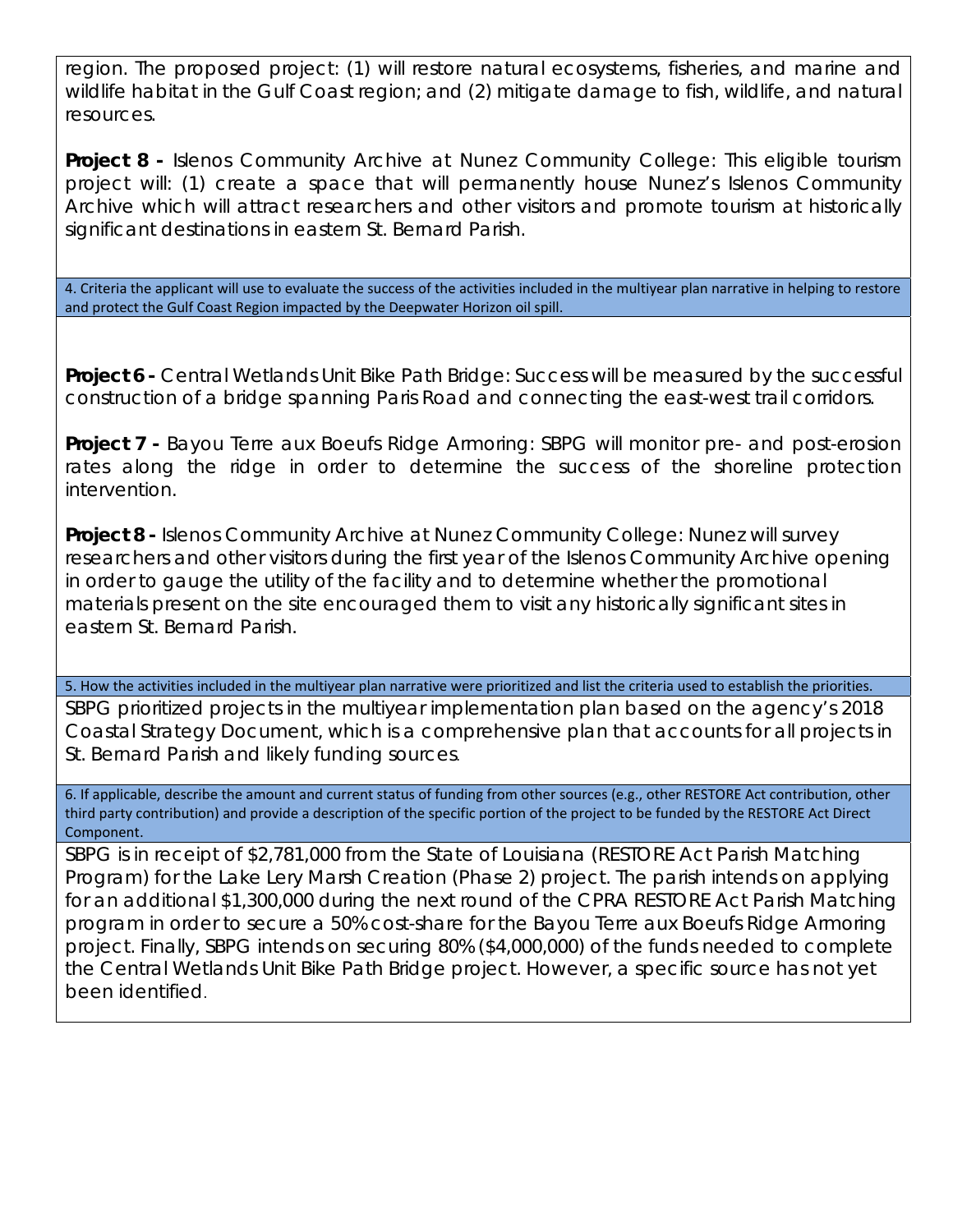region. The proposed project: (1) will restore natural ecosystems, fisheries, and marine and wildlife habitat in the Gulf Coast region; and (2) mitigate damage to fish, wildlife, and natural resources.

**Project 8 -** Islenos Community Archive at Nunez Community College: This eligible tourism project will: (1) create a space that will permanently house Nunez's Islenos Community Archive which will attract researchers and other visitors and promote tourism at historically significant destinations in eastern St. Bernard Parish.

4. Criteria the applicant will use to evaluate the success of the activities included in the multiyear plan narrative in helping to restore and protect the Gulf Coast Region impacted by the Deepwater Horizon oil spill.

**Project 6 -** Central Wetlands Unit Bike Path Bridge: Success will be measured by the successful construction of a bridge spanning Paris Road and connecting the east-west trail corridors.

**Project 7 -** Bayou Terre aux Boeufs Ridge Armoring: SBPG will monitor pre- and post-erosion rates along the ridge in order to determine the success of the shoreline protection intervention.

**Project 8 -** Islenos Community Archive at Nunez Community College: Nunez will survey researchers and other visitors during the first year of the Islenos Community Archive opening in order to gauge the utility of the facility and to determine whether the promotional materials present on the site encouraged them to visit any historically significant sites in eastern St. Bernard Parish.

5. How the activities included in the multiyear plan narrative were prioritized and list the criteria used to establish the priorities.

SBPG prioritized projects in the multiyear implementation plan based on the agency's 2018 Coastal Strategy Document, which is a comprehensive plan that accounts for all projects in St. Bernard Parish and likely funding sources.

6. If applicable, describe the amount and current status of funding from other sources (e.g., other RESTORE Act contribution, other third party contribution) and provide a description of the specific portion of the project to be funded by the RESTORE Act Direct Component.

SBPG is in receipt of $2,781,000 from the State of Louisiana (RESTORE Act Parish Matching Program) for the Lake Lery Marsh Creation (Phase 2) project. The parish intends on applying for an additional $1,300,000 during the next round of the CPRA RESTORE Act Parish Matching program in order to secure a 50% cost-share for the Bayou Terre aux Boeufs Ridge Armoring project. Finally, SBPG intends on securing 80% ($4,000,000) of the funds needed to complete the Central Wetlands Unit Bike Path Bridge project. However, a specific source has not yet been identified.